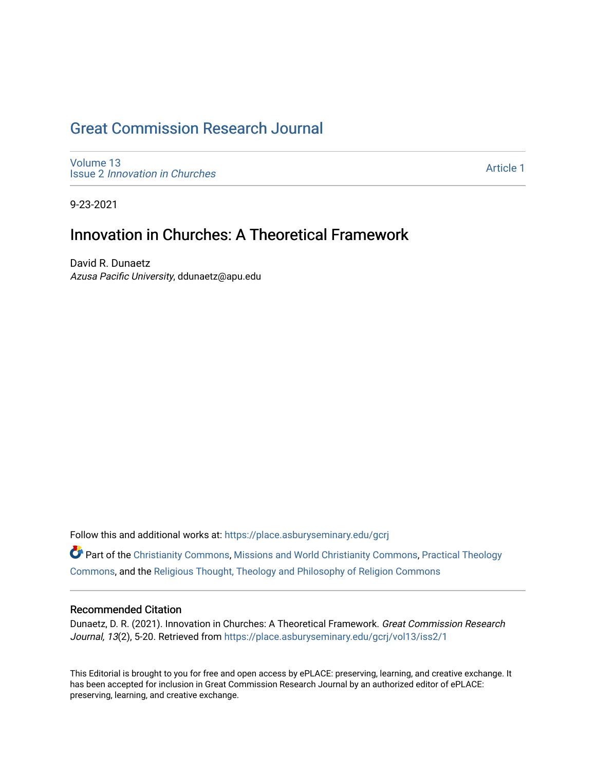# Great Commission Research Journal

Volume 13
Issue 2 *Innovation in Churches*

Article 1

9-23-2021

## Innovation in Churches: A Theoretical Framework

David R. Dunaetz
*Azusa Pacific University*, ddunaetz@apu.edu

Follow this and additional works at: https://place.asburyseminary.edu/gcrj

Part of the Christianity Commons, Missions and World Christianity Commons, Practical Theology Commons, and the Religious Thought, Theology and Philosophy of Religion Commons

### Recommended Citation

Dunaetz, D. R. (2021). Innovation in Churches: A Theoretical Framework. *Great Commission Research Journal, 13*(2), 5-20. Retrieved from https://place.asburyseminary.edu/gcrj/vol13/iss2/1

This Editorial is brought to you for free and open access by ePLACE: preserving, learning, and creative exchange. It has been accepted for inclusion in Great Commission Research Journal by an authorized editor of ePLACE: preserving, learning, and creative exchange.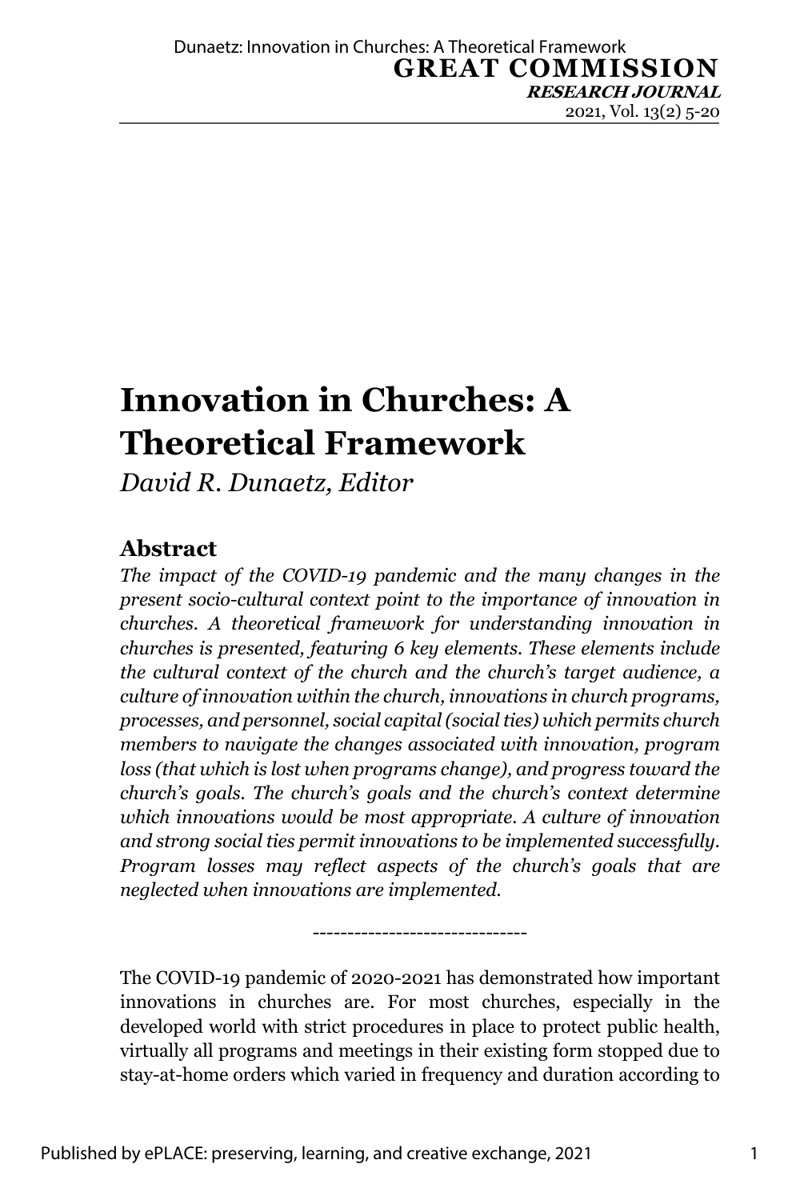# Innovation in Churches: A Theoretical Framework

*David R. Dunaetz, Editor*

## Abstract

*The impact of the COVID-19 pandemic and the many changes in the present socio-cultural context point to the importance of innovation in churches. A theoretical framework for understanding innovation in churches is presented, featuring 6 key elements. These elements include the cultural context of the church and the church's target audience, a culture of innovation within the church, innovations in church programs, processes, and personnel, social capital (social ties) which permits church members to navigate the changes associated with innovation, program loss (that which is lost when programs change), and progress toward the church's goals. The church's goals and the church's context determine which innovations would be most appropriate. A culture of innovation and strong social ties permit innovations to be implemented successfully. Program losses may reflect aspects of the church's goals that are neglected when innovations are implemented.*

------------------------------

The COVID-19 pandemic of 2020-2021 has demonstrated how important innovations in churches are. For most churches, especially in the developed world with strict procedures in place to protect public health, virtually all programs and meetings in their existing form stopped due to stay-at-home orders which varied in frequency and duration according to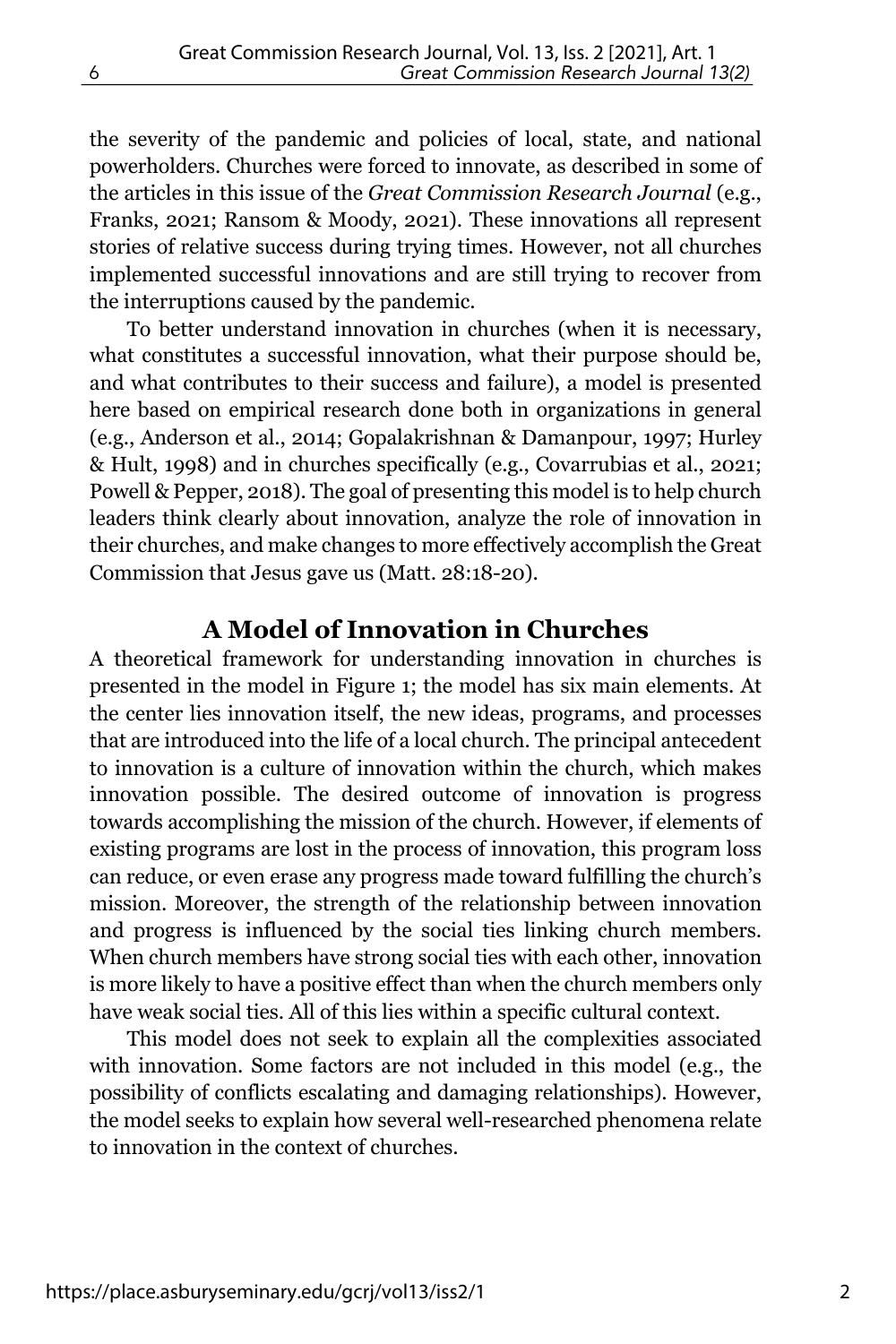the severity of the pandemic and policies of local, state, and national powerholders. Churches were forced to innovate, as described in some of the articles in this issue of the *Great Commission Research Journal* (e.g., Franks, 2021; Ransom & Moody, 2021). These innovations all represent stories of relative success during trying times. However, not all churches implemented successful innovations and are still trying to recover from the interruptions caused by the pandemic.

To better understand innovation in churches (when it is necessary, what constitutes a successful innovation, what their purpose should be, and what contributes to their success and failure), a model is presented here based on empirical research done both in organizations in general (e.g., Anderson et al., 2014; Gopalakrishnan & Damanpour, 1997; Hurley & Hult, 1998) and in churches specifically (e.g., Covarrubias et al., 2021; Powell & Pepper, 2018). The goal of presenting this model is to help church leaders think clearly about innovation, analyze the role of innovation in their churches, and make changes to more effectively accomplish the Great Commission that Jesus gave us (Matt. 28:18-20).

## A Model of Innovation in Churches

A theoretical framework for understanding innovation in churches is presented in the model in Figure 1; the model has six main elements. At the center lies innovation itself, the new ideas, programs, and processes that are introduced into the life of a local church. The principal antecedent to innovation is a culture of innovation within the church, which makes innovation possible. The desired outcome of innovation is progress towards accomplishing the mission of the church. However, if elements of existing programs are lost in the process of innovation, this program loss can reduce, or even erase any progress made toward fulfilling the church's mission. Moreover, the strength of the relationship between innovation and progress is influenced by the social ties linking church members. When church members have strong social ties with each other, innovation is more likely to have a positive effect than when the church members only have weak social ties. All of this lies within a specific cultural context.

This model does not seek to explain all the complexities associated with innovation. Some factors are not included in this model (e.g., the possibility of conflicts escalating and damaging relationships). However, the model seeks to explain how several well-researched phenomena relate to innovation in the context of churches.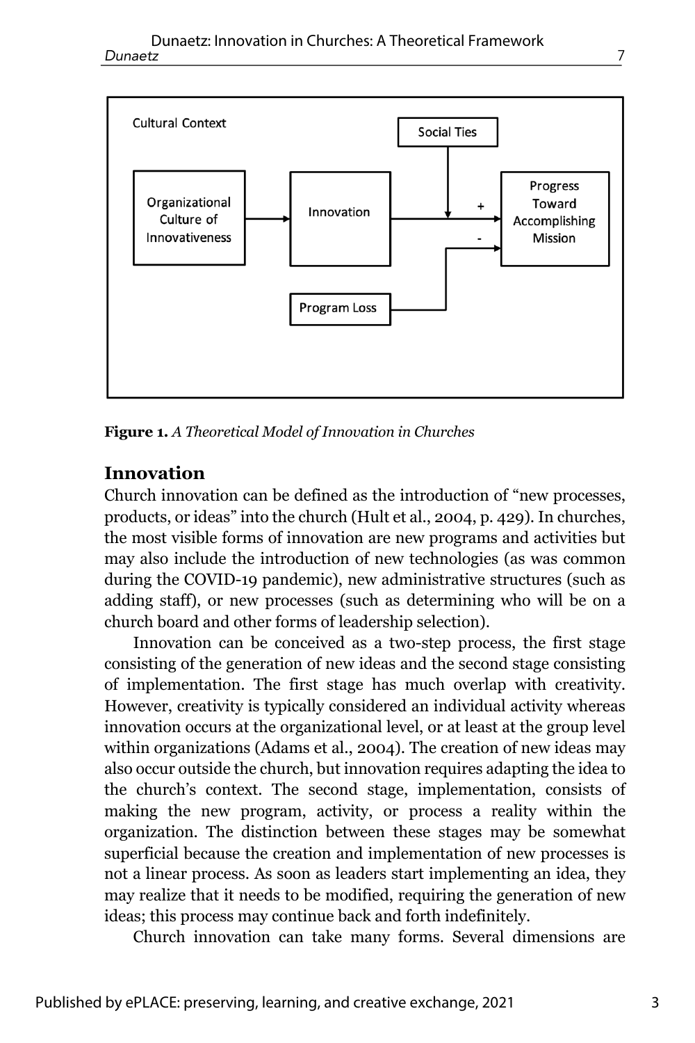Figure 1. *A Theoretical Model of Innovation in Churches*

## Innovation

Church innovation can be defined as the introduction of "new processes, products, or ideas" into the church (Hult et al., 2004, p. 429). In churches, the most visible forms of innovation are new programs and activities but may also include the introduction of new technologies (as was common during the COVID-19 pandemic), new administrative structures (such as adding staff), or new processes (such as determining who will be on a church board and other forms of leadership selection).

Innovation can be conceived as a two-step process, the first stage consisting of the generation of new ideas and the second stage consisting of implementation. The first stage has much overlap with creativity. However, creativity is typically considered an individual activity whereas innovation occurs at the organizational level, or at least at the group level within organizations (Adams et al., 2004). The creation of new ideas may also occur outside the church, but innovation requires adapting the idea to the church's context. The second stage, implementation, consists of making the new program, activity, or process a reality within the organization. The distinction between these stages may be somewhat superficial because the creation and implementation of new processes is not a linear process. As soon as leaders start implementing an idea, they may realize that it needs to be modified, requiring the generation of new ideas; this process may continue back and forth indefinitely.

Church innovation can take many forms. Several dimensions are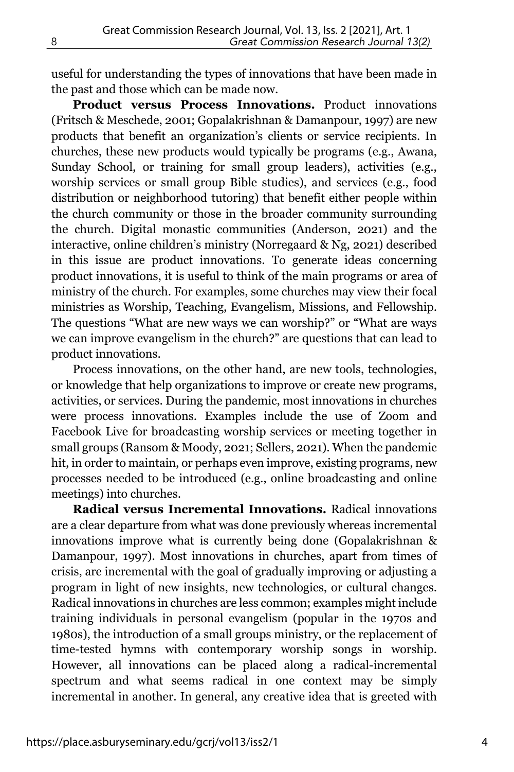useful for understanding the types of innovations that have been made in the past and those which can be made now.

**Product versus Process Innovations.** Product innovations (Fritsch & Meschede, 2001; Gopalakrishnan & Damanpour, 1997) are new products that benefit an organization's clients or service recipients. In churches, these new products would typically be programs (e.g., Awana, Sunday School, or training for small group leaders), activities (e.g., worship services or small group Bible studies), and services (e.g., food distribution or neighborhood tutoring) that benefit either people within the church community or those in the broader community surrounding the church. Digital monastic communities (Anderson, 2021) and the interactive, online children's ministry (Norregaard & Ng, 2021) described in this issue are product innovations. To generate ideas concerning product innovations, it is useful to think of the main programs or area of ministry of the church. For examples, some churches may view their focal ministries as Worship, Teaching, Evangelism, Missions, and Fellowship. The questions "What are new ways we can worship?" or "What are ways we can improve evangelism in the church?" are questions that can lead to product innovations.

Process innovations, on the other hand, are new tools, technologies, or knowledge that help organizations to improve or create new programs, activities, or services. During the pandemic, most innovations in churches were process innovations. Examples include the use of Zoom and Facebook Live for broadcasting worship services or meeting together in small groups (Ransom & Moody, 2021; Sellers, 2021). When the pandemic hit, in order to maintain, or perhaps even improve, existing programs, new processes needed to be introduced (e.g., online broadcasting and online meetings) into churches.

**Radical versus Incremental Innovations.** Radical innovations are a clear departure from what was done previously whereas incremental innovations improve what is currently being done (Gopalakrishnan & Damanpour, 1997). Most innovations in churches, apart from times of crisis, are incremental with the goal of gradually improving or adjusting a program in light of new insights, new technologies, or cultural changes. Radical innovations in churches are less common; examples might include training individuals in personal evangelism (popular in the 1970s and 1980s), the introduction of a small groups ministry, or the replacement of time-tested hymns with contemporary worship songs in worship. However, all innovations can be placed along a radical-incremental spectrum and what seems radical in one context may be simply incremental in another. In general, any creative idea that is greeted with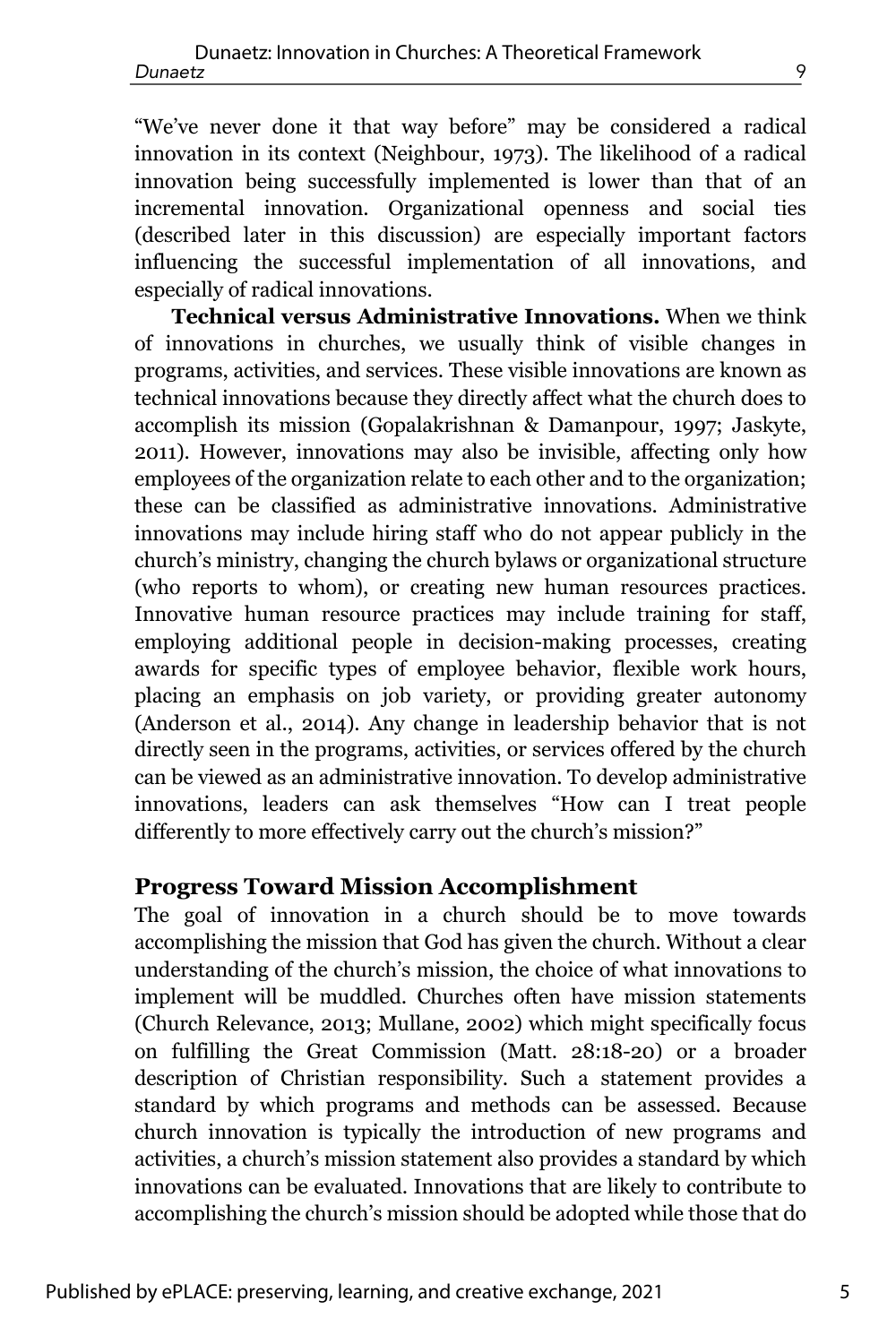"We've never done it that way before" may be considered a radical innovation in its context (Neighbour, 1973). The likelihood of a radical innovation being successfully implemented is lower than that of an incremental innovation. Organizational openness and social ties (described later in this discussion) are especially important factors influencing the successful implementation of all innovations, and especially of radical innovations.

**Technical versus Administrative Innovations.** When we think of innovations in churches, we usually think of visible changes in programs, activities, and services. These visible innovations are known as technical innovations because they directly affect what the church does to accomplish its mission (Gopalakrishnan & Damanpour, 1997; Jaskyte, 2011). However, innovations may also be invisible, affecting only how employees of the organization relate to each other and to the organization; these can be classified as administrative innovations. Administrative innovations may include hiring staff who do not appear publicly in the church's ministry, changing the church bylaws or organizational structure (who reports to whom), or creating new human resources practices. Innovative human resource practices may include training for staff, employing additional people in decision-making processes, creating awards for specific types of employee behavior, flexible work hours, placing an emphasis on job variety, or providing greater autonomy (Anderson et al., 2014). Any change in leadership behavior that is not directly seen in the programs, activities, or services offered by the church can be viewed as an administrative innovation. To develop administrative innovations, leaders can ask themselves "How can I treat people differently to more effectively carry out the church's mission?"

## Progress Toward Mission Accomplishment

The goal of innovation in a church should be to move towards accomplishing the mission that God has given the church. Without a clear understanding of the church's mission, the choice of what innovations to implement will be muddled. Churches often have mission statements (Church Relevance, 2013; Mullane, 2002) which might specifically focus on fulfilling the Great Commission (Matt. 28:18-20) or a broader description of Christian responsibility. Such a statement provides a standard by which programs and methods can be assessed. Because church innovation is typically the introduction of new programs and activities, a church's mission statement also provides a standard by which innovations can be evaluated. Innovations that are likely to contribute to accomplishing the church's mission should be adopted while those that do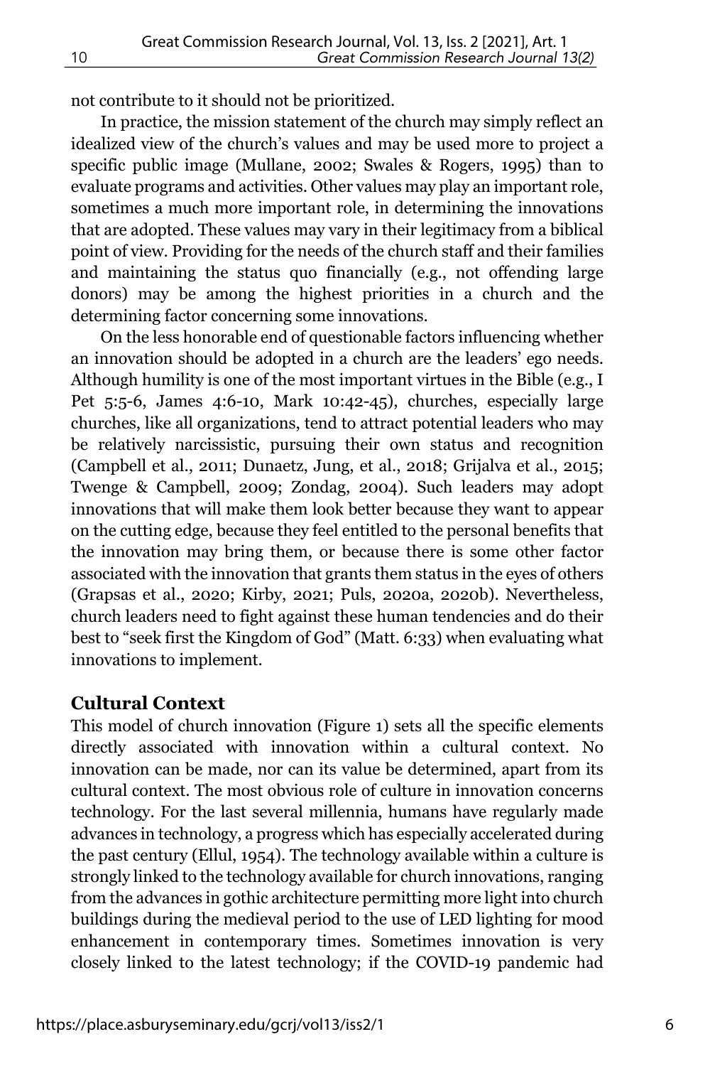not contribute to it should not be prioritized.

In practice, the mission statement of the church may simply reflect an idealized view of the church's values and may be used more to project a specific public image (Mullane, 2002; Swales & Rogers, 1995) than to evaluate programs and activities. Other values may play an important role, sometimes a much more important role, in determining the innovations that are adopted. These values may vary in their legitimacy from a biblical point of view. Providing for the needs of the church staff and their families and maintaining the status quo financially (e.g., not offending large donors) may be among the highest priorities in a church and the determining factor concerning some innovations.

On the less honorable end of questionable factors influencing whether an innovation should be adopted in a church are the leaders' ego needs. Although humility is one of the most important virtues in the Bible (e.g., I Pet 5:5-6, James 4:6-10, Mark 10:42-45), churches, especially large churches, like all organizations, tend to attract potential leaders who may be relatively narcissistic, pursuing their own status and recognition (Campbell et al., 2011; Dunaetz, Jung, et al., 2018; Grijalva et al., 2015; Twenge & Campbell, 2009; Zondag, 2004). Such leaders may adopt innovations that will make them look better because they want to appear on the cutting edge, because they feel entitled to the personal benefits that the innovation may bring them, or because there is some other factor associated with the innovation that grants them status in the eyes of others (Grapsas et al., 2020; Kirby, 2021; Puls, 2020a, 2020b). Nevertheless, church leaders need to fight against these human tendencies and do their best to "seek first the Kingdom of God" (Matt. 6:33) when evaluating what innovations to implement.

## Cultural Context

This model of church innovation (Figure 1) sets all the specific elements directly associated with innovation within a cultural context. No innovation can be made, nor can its value be determined, apart from its cultural context. The most obvious role of culture in innovation concerns technology. For the last several millennia, humans have regularly made advances in technology, a progress which has especially accelerated during the past century (Ellul, 1954). The technology available within a culture is strongly linked to the technology available for church innovations, ranging from the advances in gothic architecture permitting more light into church buildings during the medieval period to the use of LED lighting for mood enhancement in contemporary times. Sometimes innovation is very closely linked to the latest technology; if the COVID-19 pandemic had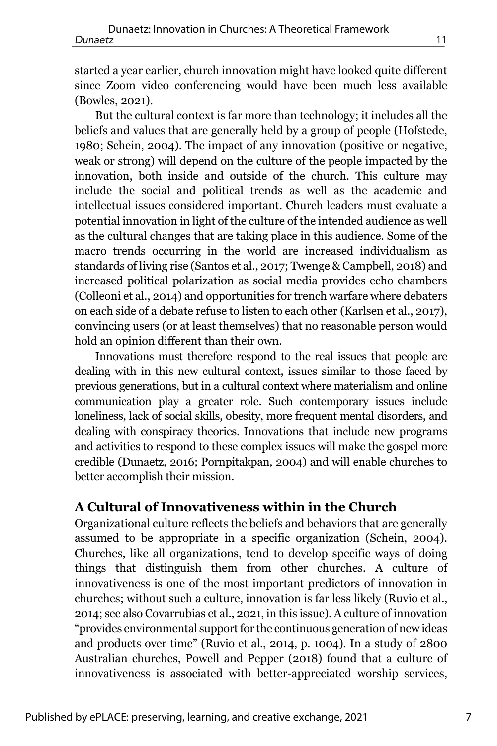started a year earlier, church innovation might have looked quite different since Zoom video conferencing would have been much less available (Bowles, 2021).

But the cultural context is far more than technology; it includes all the beliefs and values that are generally held by a group of people (Hofstede, 1980; Schein, 2004). The impact of any innovation (positive or negative, weak or strong) will depend on the culture of the people impacted by the innovation, both inside and outside of the church. This culture may include the social and political trends as well as the academic and intellectual issues considered important. Church leaders must evaluate a potential innovation in light of the culture of the intended audience as well as the cultural changes that are taking place in this audience. Some of the macro trends occurring in the world are increased individualism as standards of living rise (Santos et al., 2017; Twenge & Campbell, 2018) and increased political polarization as social media provides echo chambers (Colleoni et al., 2014) and opportunities for trench warfare where debaters on each side of a debate refuse to listen to each other (Karlsen et al., 2017), convincing users (or at least themselves) that no reasonable person would hold an opinion different than their own.

Innovations must therefore respond to the real issues that people are dealing with in this new cultural context, issues similar to those faced by previous generations, but in a cultural context where materialism and online communication play a greater role. Such contemporary issues include loneliness, lack of social skills, obesity, more frequent mental disorders, and dealing with conspiracy theories. Innovations that include new programs and activities to respond to these complex issues will make the gospel more credible (Dunaetz, 2016; Pornpitakpan, 2004) and will enable churches to better accomplish their mission.

## A Cultural of Innovativeness within in the Church

Organizational culture reflects the beliefs and behaviors that are generally assumed to be appropriate in a specific organization (Schein, 2004). Churches, like all organizations, tend to develop specific ways of doing things that distinguish them from other churches. A culture of innovativeness is one of the most important predictors of innovation in churches; without such a culture, innovation is far less likely (Ruvio et al., 2014; see also Covarrubias et al., 2021, in this issue). A culture of innovation "provides environmental support for the continuous generation of new ideas and products over time" (Ruvio et al., 2014, p. 1004). In a study of 2800 Australian churches, Powell and Pepper (2018) found that a culture of innovativeness is associated with better-appreciated worship services,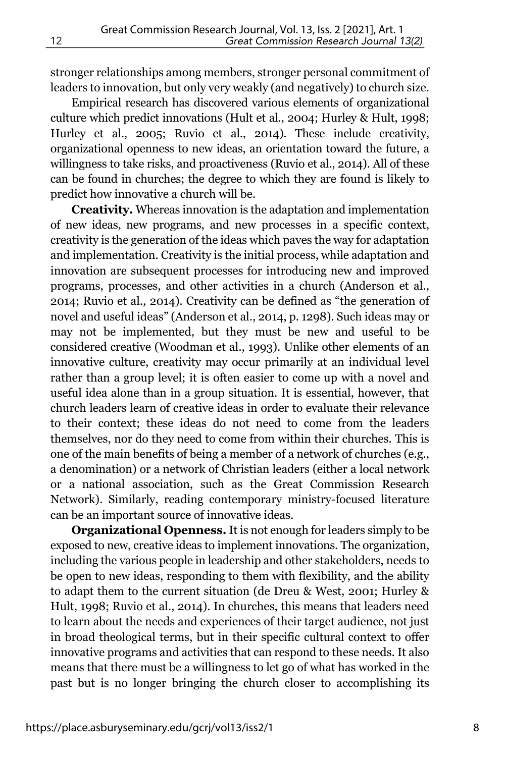stronger relationships among members, stronger personal commitment of leaders to innovation, but only very weakly (and negatively) to church size.

Empirical research has discovered various elements of organizational culture which predict innovations (Hult et al., 2004; Hurley & Hult, 1998; Hurley et al., 2005; Ruvio et al., 2014). These include creativity, organizational openness to new ideas, an orientation toward the future, a willingness to take risks, and proactiveness (Ruvio et al., 2014). All of these can be found in churches; the degree to which they are found is likely to predict how innovative a church will be.

**Creativity.** Whereas innovation is the adaptation and implementation of new ideas, new programs, and new processes in a specific context, creativity is the generation of the ideas which paves the way for adaptation and implementation. Creativity is the initial process, while adaptation and innovation are subsequent processes for introducing new and improved programs, processes, and other activities in a church (Anderson et al., 2014; Ruvio et al., 2014). Creativity can be defined as "the generation of novel and useful ideas" (Anderson et al., 2014, p. 1298). Such ideas may or may not be implemented, but they must be new and useful to be considered creative (Woodman et al., 1993). Unlike other elements of an innovative culture, creativity may occur primarily at an individual level rather than a group level; it is often easier to come up with a novel and useful idea alone than in a group situation. It is essential, however, that church leaders learn of creative ideas in order to evaluate their relevance to their context; these ideas do not need to come from the leaders themselves, nor do they need to come from within their churches. This is one of the main benefits of being a member of a network of churches (e.g., a denomination) or a network of Christian leaders (either a local network or a national association, such as the Great Commission Research Network). Similarly, reading contemporary ministry-focused literature can be an important source of innovative ideas.

**Organizational Openness.** It is not enough for leaders simply to be exposed to new, creative ideas to implement innovations. The organization, including the various people in leadership and other stakeholders, needs to be open to new ideas, responding to them with flexibility, and the ability to adapt them to the current situation (de Dreu & West, 2001; Hurley & Hult, 1998; Ruvio et al., 2014). In churches, this means that leaders need to learn about the needs and experiences of their target audience, not just in broad theological terms, but in their specific cultural context to offer innovative programs and activities that can respond to these needs. It also means that there must be a willingness to let go of what has worked in the past but is no longer bringing the church closer to accomplishing its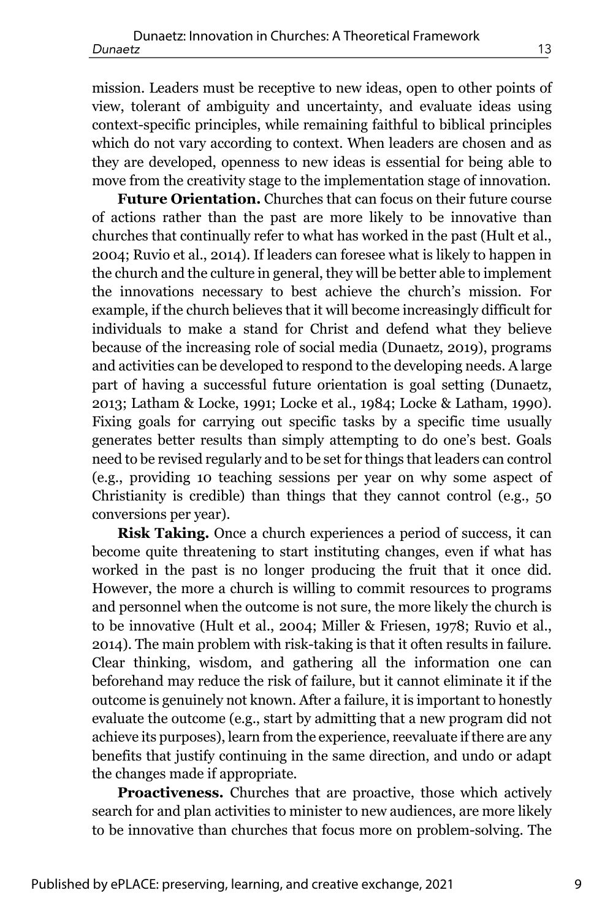mission. Leaders must be receptive to new ideas, open to other points of view, tolerant of ambiguity and uncertainty, and evaluate ideas using context-specific principles, while remaining faithful to biblical principles which do not vary according to context. When leaders are chosen and as they are developed, openness to new ideas is essential for being able to move from the creativity stage to the implementation stage of innovation.

**Future Orientation.** Churches that can focus on their future course of actions rather than the past are more likely to be innovative than churches that continually refer to what has worked in the past (Hult et al., 2004; Ruvio et al., 2014). If leaders can foresee what is likely to happen in the church and the culture in general, they will be better able to implement the innovations necessary to best achieve the church's mission. For example, if the church believes that it will become increasingly difficult for individuals to make a stand for Christ and defend what they believe because of the increasing role of social media (Dunaetz, 2019), programs and activities can be developed to respond to the developing needs. A large part of having a successful future orientation is goal setting (Dunaetz, 2013; Latham & Locke, 1991; Locke et al., 1984; Locke & Latham, 1990). Fixing goals for carrying out specific tasks by a specific time usually generates better results than simply attempting to do one's best. Goals need to be revised regularly and to be set for things that leaders can control (e.g., providing 10 teaching sessions per year on why some aspect of Christianity is credible) than things that they cannot control (e.g., 50 conversions per year).

**Risk Taking.** Once a church experiences a period of success, it can become quite threatening to start instituting changes, even if what has worked in the past is no longer producing the fruit that it once did. However, the more a church is willing to commit resources to programs and personnel when the outcome is not sure, the more likely the church is to be innovative (Hult et al., 2004; Miller & Friesen, 1978; Ruvio et al., 2014). The main problem with risk-taking is that it often results in failure. Clear thinking, wisdom, and gathering all the information one can beforehand may reduce the risk of failure, but it cannot eliminate it if the outcome is genuinely not known. After a failure, it is important to honestly evaluate the outcome (e.g., start by admitting that a new program did not achieve its purposes), learn from the experience, reevaluate if there are any benefits that justify continuing in the same direction, and undo or adapt the changes made if appropriate.

**Proactiveness.** Churches that are proactive, those which actively search for and plan activities to minister to new audiences, are more likely to be innovative than churches that focus more on problem-solving. The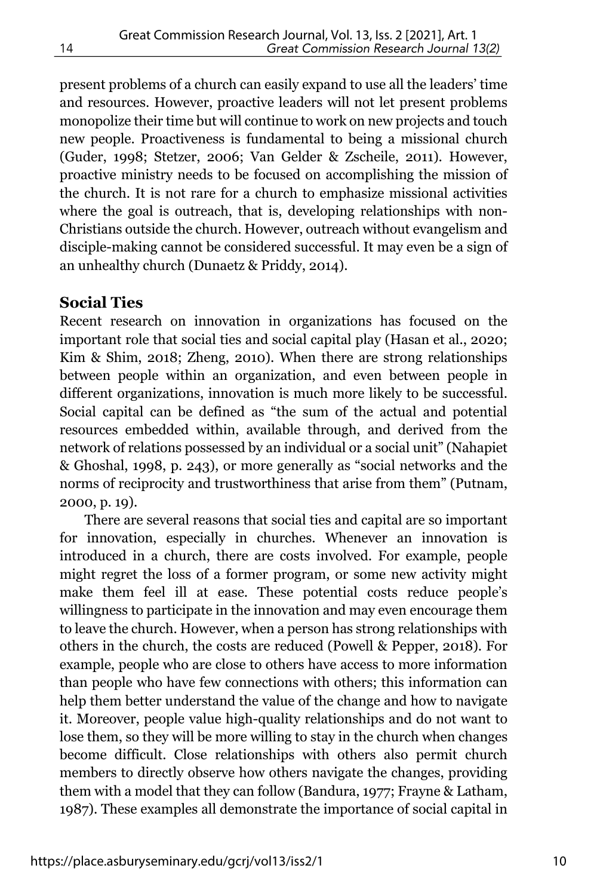present problems of a church can easily expand to use all the leaders' time and resources. However, proactive leaders will not let present problems monopolize their time but will continue to work on new projects and touch new people. Proactiveness is fundamental to being a missional church (Guder, 1998; Stetzer, 2006; Van Gelder & Zscheile, 2011). However, proactive ministry needs to be focused on accomplishing the mission of the church. It is not rare for a church to emphasize missional activities where the goal is outreach, that is, developing relationships with non-Christians outside the church. However, outreach without evangelism and disciple-making cannot be considered successful. It may even be a sign of an unhealthy church (Dunaetz & Priddy, 2014).

## Social Ties

Recent research on innovation in organizations has focused on the important role that social ties and social capital play (Hasan et al., 2020; Kim & Shim, 2018; Zheng, 2010). When there are strong relationships between people within an organization, and even between people in different organizations, innovation is much more likely to be successful. Social capital can be defined as "the sum of the actual and potential resources embedded within, available through, and derived from the network of relations possessed by an individual or a social unit" (Nahapiet & Ghoshal, 1998, p. 243), or more generally as "social networks and the norms of reciprocity and trustworthiness that arise from them" (Putnam, 2000, p. 19).

There are several reasons that social ties and capital are so important for innovation, especially in churches. Whenever an innovation is introduced in a church, there are costs involved. For example, people might regret the loss of a former program, or some new activity might make them feel ill at ease. These potential costs reduce people's willingness to participate in the innovation and may even encourage them to leave the church. However, when a person has strong relationships with others in the church, the costs are reduced (Powell & Pepper, 2018). For example, people who are close to others have access to more information than people who have few connections with others; this information can help them better understand the value of the change and how to navigate it. Moreover, people value high-quality relationships and do not want to lose them, so they will be more willing to stay in the church when changes become difficult. Close relationships with others also permit church members to directly observe how others navigate the changes, providing them with a model that they can follow (Bandura, 1977; Frayne & Latham, 1987). These examples all demonstrate the importance of social capital in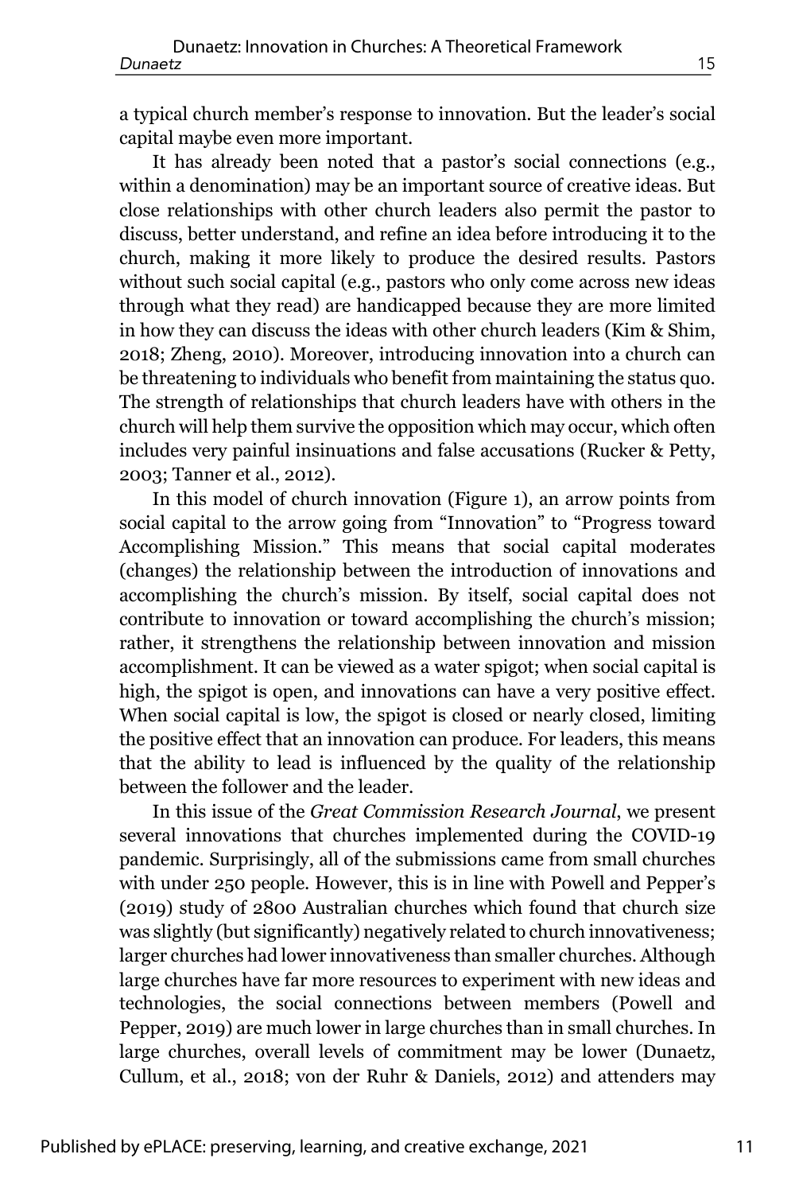a typical church member's response to innovation. But the leader's social capital maybe even more important.

It has already been noted that a pastor's social connections (e.g., within a denomination) may be an important source of creative ideas. But close relationships with other church leaders also permit the pastor to discuss, better understand, and refine an idea before introducing it to the church, making it more likely to produce the desired results. Pastors without such social capital (e.g., pastors who only come across new ideas through what they read) are handicapped because they are more limited in how they can discuss the ideas with other church leaders (Kim & Shim, 2018; Zheng, 2010). Moreover, introducing innovation into a church can be threatening to individuals who benefit from maintaining the status quo. The strength of relationships that church leaders have with others in the church will help them survive the opposition which may occur, which often includes very painful insinuations and false accusations (Rucker & Petty, 2003; Tanner et al., 2012).

In this model of church innovation (Figure 1), an arrow points from social capital to the arrow going from "Innovation" to "Progress toward Accomplishing Mission." This means that social capital moderates (changes) the relationship between the introduction of innovations and accomplishing the church's mission. By itself, social capital does not contribute to innovation or toward accomplishing the church's mission; rather, it strengthens the relationship between innovation and mission accomplishment. It can be viewed as a water spigot; when social capital is high, the spigot is open, and innovations can have a very positive effect. When social capital is low, the spigot is closed or nearly closed, limiting the positive effect that an innovation can produce. For leaders, this means that the ability to lead is influenced by the quality of the relationship between the follower and the leader.

In this issue of the *Great Commission Research Journal*, we present several innovations that churches implemented during the COVID-19 pandemic. Surprisingly, all of the submissions came from small churches with under 250 people. However, this is in line with Powell and Pepper's (2019) study of 2800 Australian churches which found that church size was slightly (but significantly) negatively related to church innovativeness; larger churches had lower innovativeness than smaller churches. Although large churches have far more resources to experiment with new ideas and technologies, the social connections between members (Powell and Pepper, 2019) are much lower in large churches than in small churches. In large churches, overall levels of commitment may be lower (Dunaetz, Cullum, et al., 2018; von der Ruhr & Daniels, 2012) and attenders may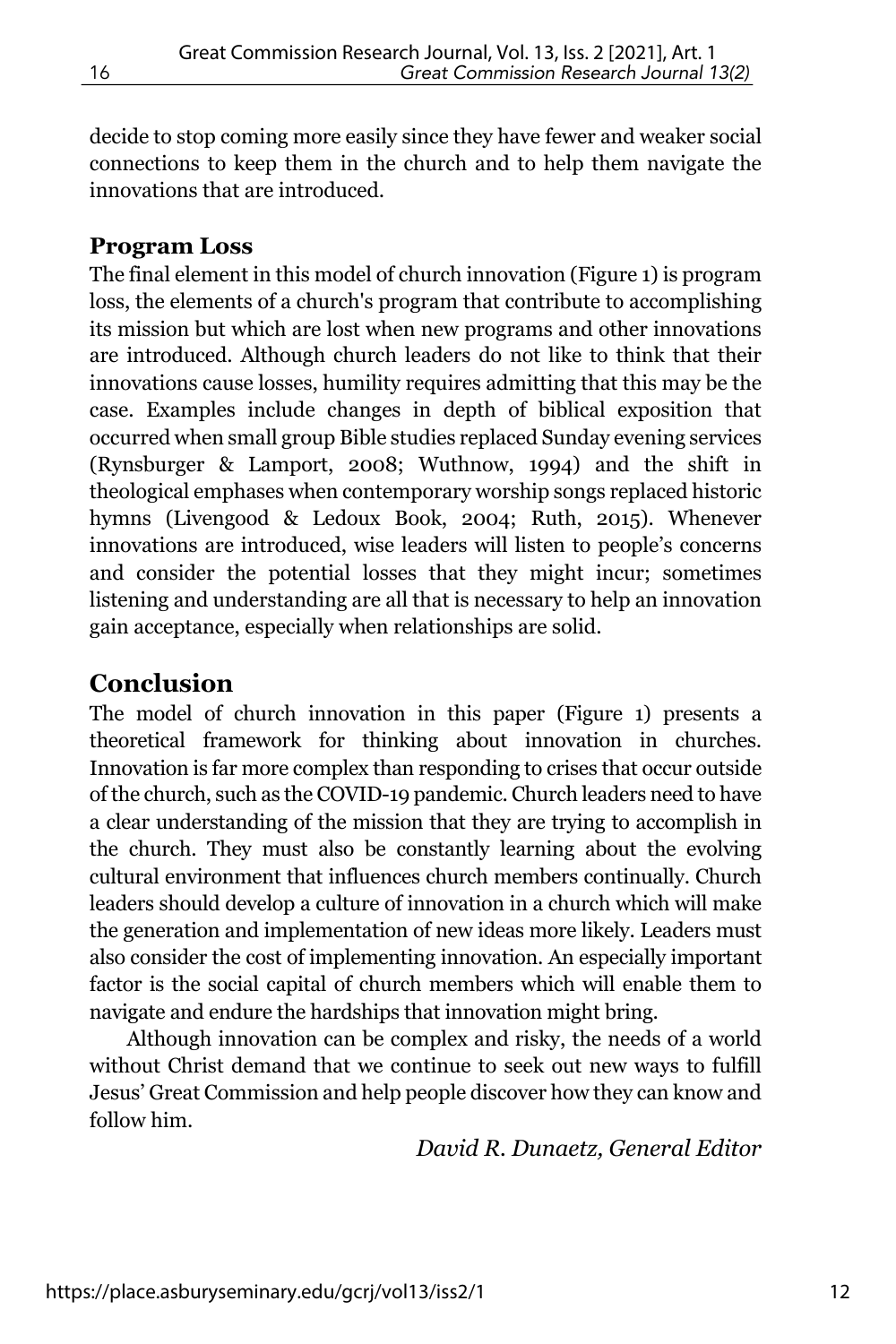decide to stop coming more easily since they have fewer and weaker social connections to keep them in the church and to help them navigate the innovations that are introduced.

### Program Loss

The final element in this model of church innovation (Figure 1) is program loss, the elements of a church's program that contribute to accomplishing its mission but which are lost when new programs and other innovations are introduced. Although church leaders do not like to think that their innovations cause losses, humility requires admitting that this may be the case. Examples include changes in depth of biblical exposition that occurred when small group Bible studies replaced Sunday evening services (Rynsburger & Lamport, 2008; Wuthnow, 1994) and the shift in theological emphases when contemporary worship songs replaced historic hymns (Livengood & Ledoux Book, 2004; Ruth, 2015). Whenever innovations are introduced, wise leaders will listen to people's concerns and consider the potential losses that they might incur; sometimes listening and understanding are all that is necessary to help an innovation gain acceptance, especially when relationships are solid.

## Conclusion

The model of church innovation in this paper (Figure 1) presents a theoretical framework for thinking about innovation in churches. Innovation is far more complex than responding to crises that occur outside of the church, such as the COVID-19 pandemic. Church leaders need to have a clear understanding of the mission that they are trying to accomplish in the church. They must also be constantly learning about the evolving cultural environment that influences church members continually. Church leaders should develop a culture of innovation in a church which will make the generation and implementation of new ideas more likely. Leaders must also consider the cost of implementing innovation. An especially important factor is the social capital of church members which will enable them to navigate and endure the hardships that innovation might bring.

Although innovation can be complex and risky, the needs of a world without Christ demand that we continue to seek out new ways to fulfill Jesus' Great Commission and help people discover how they can know and follow him.

*David R. Dunaetz, General Editor*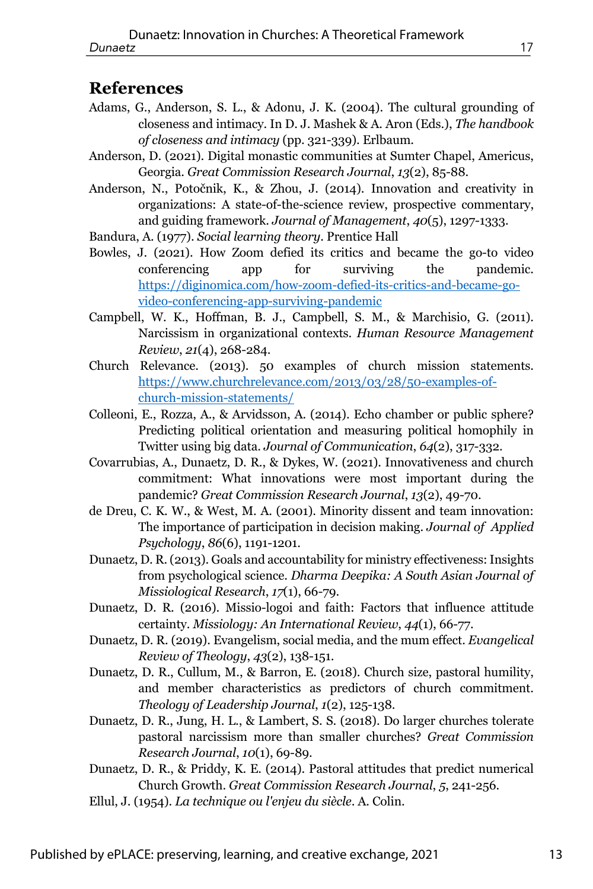## References

Adams, G., Anderson, S. L., & Adonu, J. K. (2004). The cultural grounding of closeness and intimacy. In D. J. Mashek & A. Aron (Eds.), *The handbook of closeness and intimacy* (pp. 321-339). Erlbaum.

Anderson, D. (2021). Digital monastic communities at Sumter Chapel, Americus, Georgia. *Great Commission Research Journal*, *13*(2), 85-88.

Anderson, N., Potočnik, K., & Zhou, J. (2014). Innovation and creativity in organizations: A state-of-the-science review, prospective commentary, and guiding framework. *Journal of Management*, *40*(5), 1297-1333.

Bandura, A. (1977). *Social learning theory*. Prentice Hall

Bowles, J. (2021). How Zoom defied its critics and became the go-to video conferencing app for surviving the pandemic. https://diginomica.com/how-zoom-defied-its-critics-and-became-go-video-conferencing-app-surviving-pandemic

Campbell, W. K., Hoffman, B. J., Campbell, S. M., & Marchisio, G. (2011). Narcissism in organizational contexts. *Human Resource Management Review*, *21*(4), 268-284.

Church Relevance. (2013). 50 examples of church mission statements. https://www.churchrelevance.com/2013/03/28/50-examples-of-church-mission-statements/

Colleoni, E., Rozza, A., & Arvidsson, A. (2014). Echo chamber or public sphere? Predicting political orientation and measuring political homophily in Twitter using big data. *Journal of Communication*, *64*(2), 317-332.

Covarrubias, A., Dunaetz, D. R., & Dykes, W. (2021). Innovativeness and church commitment: What innovations were most important during the pandemic? *Great Commission Research Journal*, *13*(2), 49-70.

de Dreu, C. K. W., & West, M. A. (2001). Minority dissent and team innovation: The importance of participation in decision making. *Journal of Applied Psychology*, *86*(6), 1191-1201.

Dunaetz, D. R. (2013). Goals and accountability for ministry effectiveness: Insights from psychological science. *Dharma Deepika: A South Asian Journal of Missiological Research*, *17*(1), 66-79.

Dunaetz, D. R. (2016). Missio-logoi and faith: Factors that influence attitude certainty. *Missiology: An International Review*, *44*(1), 66-77.

Dunaetz, D. R. (2019). Evangelism, social media, and the mum effect. *Evangelical Review of Theology*, *43*(2), 138-151.

Dunaetz, D. R., Cullum, M., & Barron, E. (2018). Church size, pastoral humility, and member characteristics as predictors of church commitment. *Theology of Leadership Journal*, *1*(2), 125-138.

Dunaetz, D. R., Jung, H. L., & Lambert, S. S. (2018). Do larger churches tolerate pastoral narcissism more than smaller churches? *Great Commission Research Journal*, *10*(1), 69-89.

Dunaetz, D. R., & Priddy, K. E. (2014). Pastoral attitudes that predict numerical Church Growth. *Great Commission Research Journal*, *5*, 241-256.

Ellul, J. (1954). *La technique ou l'enjeu du siècle*. A. Colin.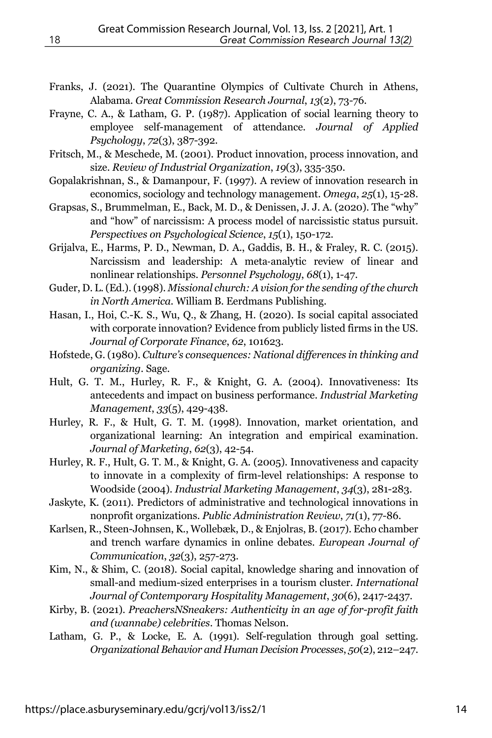Franks, J. (2021). The Quarantine Olympics of Cultivate Church in Athens, Alabama. *Great Commission Research Journal*, *13*(2), 73-76.

Frayne, C. A., & Latham, G. P. (1987). Application of social learning theory to employee self-management of attendance. *Journal of Applied Psychology*, *72*(3), 387-392.

Fritsch, M., & Meschede, M. (2001). Product innovation, process innovation, and size. *Review of Industrial Organization*, *19*(3), 335-350.

Gopalakrishnan, S., & Damanpour, F. (1997). A review of innovation research in economics, sociology and technology management. *Omega*, *25*(1), 15-28.

Grapsas, S., Brummelman, E., Back, M. D., & Denissen, J. J. A. (2020). The "why" and "how" of narcissism: A process model of narcissistic status pursuit. *Perspectives on Psychological Science*, *15*(1), 150-172.

Grijalva, E., Harms, P. D., Newman, D. A., Gaddis, B. H., & Fraley, R. C. (2015). Narcissism and leadership: A meta-analytic review of linear and nonlinear relationships. *Personnel Psychology*, *68*(1), 1-47.

Guder, D. L. (Ed.). (1998). *Missional church: A vision for the sending of the church in North America*. William B. Eerdmans Publishing.

Hasan, I., Hoi, C.-K. S., Wu, Q., & Zhang, H. (2020). Is social capital associated with corporate innovation? Evidence from publicly listed firms in the US. *Journal of Corporate Finance*, *62*, 101623.

Hofstede, G. (1980). *Culture's consequences: National differences in thinking and organizing*. Sage.

Hult, G. T. M., Hurley, R. F., & Knight, G. A. (2004). Innovativeness: Its antecedents and impact on business performance. *Industrial Marketing Management*, *33*(5), 429-438.

Hurley, R. F., & Hult, G. T. M. (1998). Innovation, market orientation, and organizational learning: An integration and empirical examination. *Journal of Marketing*, *62*(3), 42-54.

Hurley, R. F., Hult, G. T. M., & Knight, G. A. (2005). Innovativeness and capacity to innovate in a complexity of firm-level relationships: A response to Woodside (2004). *Industrial Marketing Management*, *34*(3), 281-283.

Jaskyte, K. (2011). Predictors of administrative and technological innovations in nonprofit organizations. *Public Administration Review*, *71*(1), 77-86.

Karlsen, R., Steen-Johnsen, K., Wollebæk, D., & Enjolras, B. (2017). Echo chamber and trench warfare dynamics in online debates. *European Journal of Communication*, *32*(3), 257-273.

Kim, N., & Shim, C. (2018). Social capital, knowledge sharing and innovation of small-and medium-sized enterprises in a tourism cluster. *International Journal of Contemporary Hospitality Management*, *30*(6), 2417-2437.

Kirby, B. (2021). *PreachersNSneakers: Authenticity in an age of for-profit faith and (wannabe) celebrities*. Thomas Nelson.

Latham, G. P., & Locke, E. A. (1991). Self-regulation through goal setting. *Organizational Behavior and Human Decision Processes*, *50*(2), 212–247.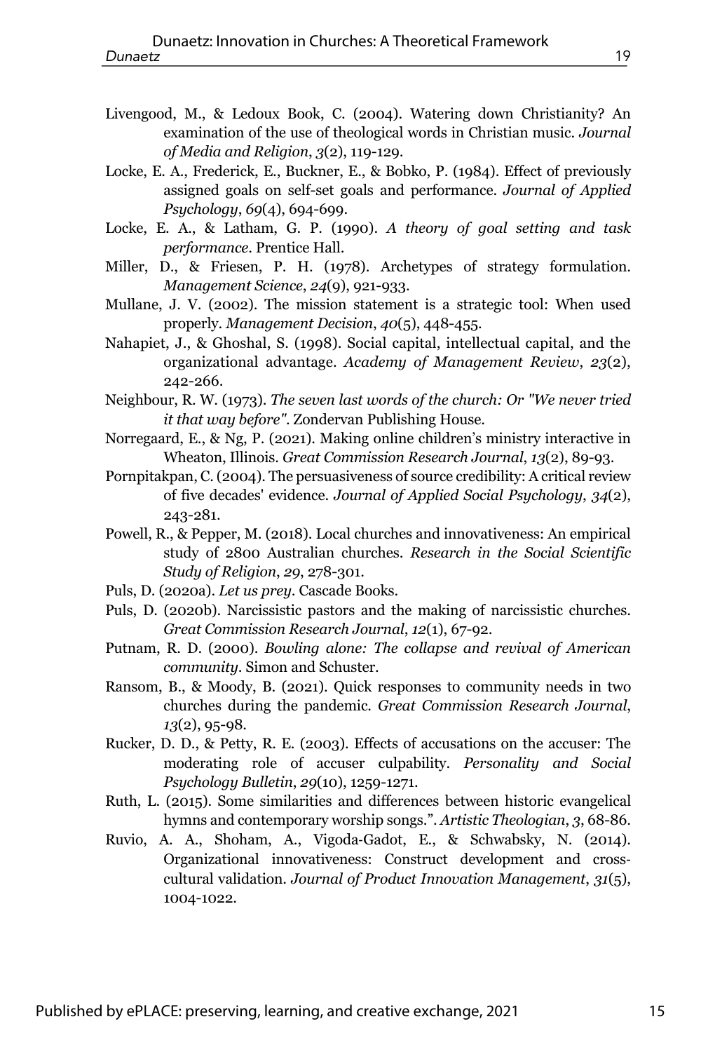Livengood, M., & Ledoux Book, C. (2004). Watering down Christianity? An examination of the use of theological words in Christian music. *Journal of Media and Religion*, *3*(2), 119-129.

Locke, E. A., Frederick, E., Buckner, E., & Bobko, P. (1984). Effect of previously assigned goals on self-set goals and performance. *Journal of Applied Psychology*, *69*(4), 694-699.

Locke, E. A., & Latham, G. P. (1990). *A theory of goal setting and task performance*. Prentice Hall.

Miller, D., & Friesen, P. H. (1978). Archetypes of strategy formulation. *Management Science*, *24*(9), 921-933.

Mullane, J. V. (2002). The mission statement is a strategic tool: When used properly. *Management Decision*, *40*(5), 448-455.

Nahapiet, J., & Ghoshal, S. (1998). Social capital, intellectual capital, and the organizational advantage. *Academy of Management Review*, *23*(2), 242-266.

Neighbour, R. W. (1973). *The seven last words of the church: Or "We never tried it that way before"*. Zondervan Publishing House.

Norregaard, E., & Ng, P. (2021). Making online children's ministry interactive in Wheaton, Illinois. *Great Commission Research Journal*, *13*(2), 89-93.

Pornpitakpan, C. (2004). The persuasiveness of source credibility: A critical review of five decades' evidence. *Journal of Applied Social Psychology*, *34*(2), 243-281.

Powell, R., & Pepper, M. (2018). Local churches and innovativeness: An empirical study of 2800 Australian churches. *Research in the Social Scientific Study of Religion*, *29*, 278-301.

Puls, D. (2020a). *Let us prey*. Cascade Books.

Puls, D. (2020b). Narcissistic pastors and the making of narcissistic churches. *Great Commission Research Journal*, *12*(1), 67-92.

Putnam, R. D. (2000). *Bowling alone: The collapse and revival of American community*. Simon and Schuster.

Ransom, B., & Moody, B. (2021). Quick responses to community needs in two churches during the pandemic. *Great Commission Research Journal*, *13*(2), 95-98.

Rucker, D. D., & Petty, R. E. (2003). Effects of accusations on the accuser: The moderating role of accuser culpability. *Personality and Social Psychology Bulletin*, *29*(10), 1259-1271.

Ruth, L. (2015). Some similarities and differences between historic evangelical hymns and contemporary worship songs.". *Artistic Theologian*, *3*, 68-86.

Ruvio, A. A., Shoham, A., Vigoda-Gadot, E., & Schwabsky, N. (2014). Organizational innovativeness: Construct development and cross-cultural validation. *Journal of Product Innovation Management*, *31*(5), 1004-1022.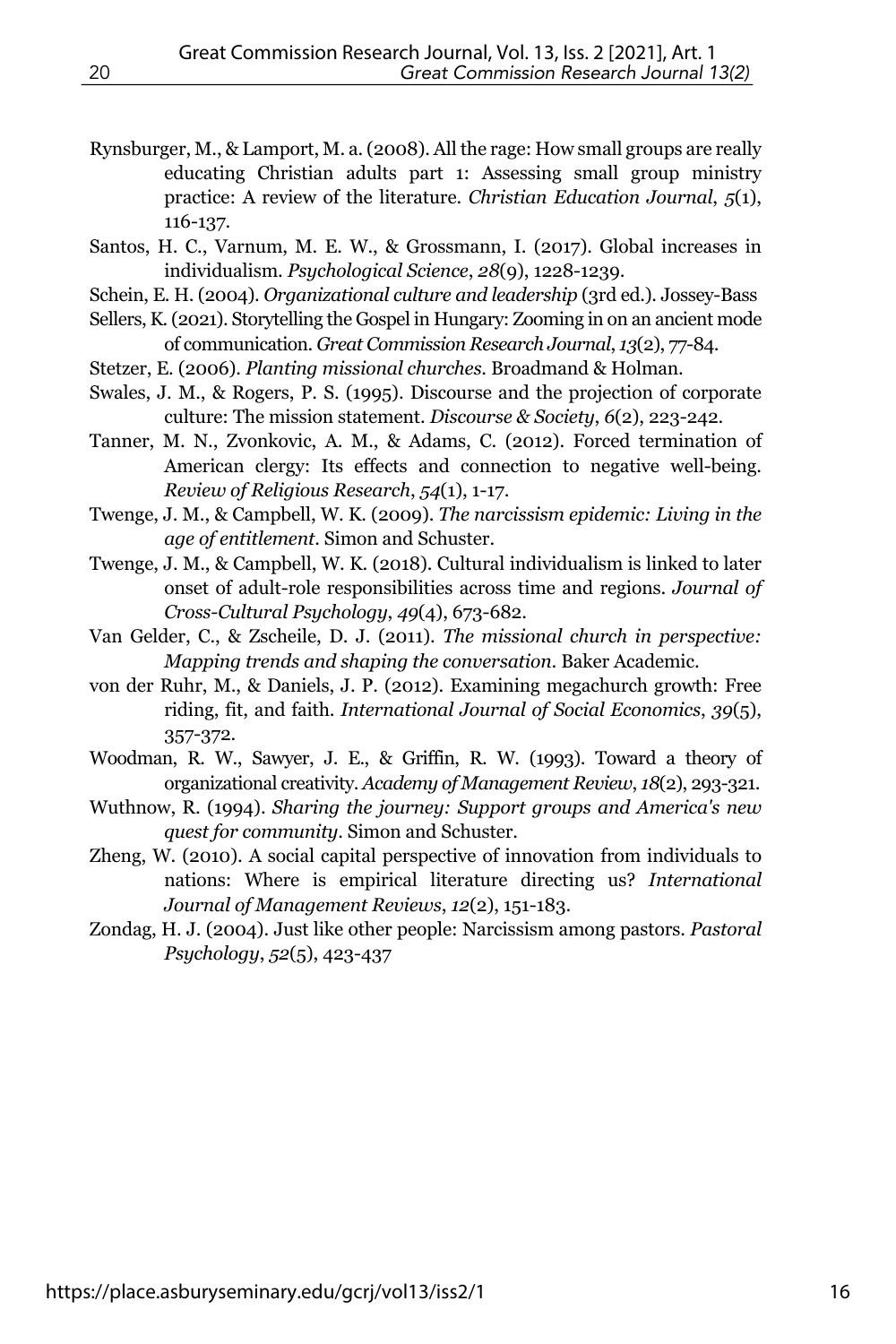Rynsburger, M., & Lamport, M. a. (2008). All the rage: How small groups are really educating Christian adults part 1: Assessing small group ministry practice: A review of the literature. *Christian Education Journal*, *5*(1), 116-137.

Santos, H. C., Varnum, M. E. W., & Grossmann, I. (2017). Global increases in individualism. *Psychological Science*, *28*(9), 1228-1239.

Schein, E. H. (2004). *Organizational culture and leadership* (3rd ed.). Jossey-Bass

Sellers, K. (2021). Storytelling the Gospel in Hungary: Zooming in on an ancient mode of communication. *Great Commission Research Journal*, *13*(2), 77-84.

Stetzer, E. (2006). *Planting missional churches*. Broadmand & Holman.

Swales, J. M., & Rogers, P. S. (1995). Discourse and the projection of corporate culture: The mission statement. *Discourse & Society*, *6*(2), 223-242.

Tanner, M. N., Zvonkovic, A. M., & Adams, C. (2012). Forced termination of American clergy: Its effects and connection to negative well-being. *Review of Religious Research*, *54*(1), 1-17.

Twenge, J. M., & Campbell, W. K. (2009). *The narcissism epidemic: Living in the age of entitlement*. Simon and Schuster.

Twenge, J. M., & Campbell, W. K. (2018). Cultural individualism is linked to later onset of adult-role responsibilities across time and regions. *Journal of Cross-Cultural Psychology*, *49*(4), 673-682.

Van Gelder, C., & Zscheile, D. J. (2011). *The missional church in perspective: Mapping trends and shaping the conversation*. Baker Academic.

von der Ruhr, M., & Daniels, J. P. (2012). Examining megachurch growth: Free riding, fit, and faith. *International Journal of Social Economics*, *39*(5), 357-372.

Woodman, R. W., Sawyer, J. E., & Griffin, R. W. (1993). Toward a theory of organizational creativity. *Academy of Management Review*, *18*(2), 293-321.

Wuthnow, R. (1994). *Sharing the journey: Support groups and America's new quest for community*. Simon and Schuster.

Zheng, W. (2010). A social capital perspective of innovation from individuals to nations: Where is empirical literature directing us? *International Journal of Management Reviews*, *12*(2), 151-183.

Zondag, H. J. (2004). Just like other people: Narcissism among pastors. *Pastoral Psychology*, *52*(5), 423-437